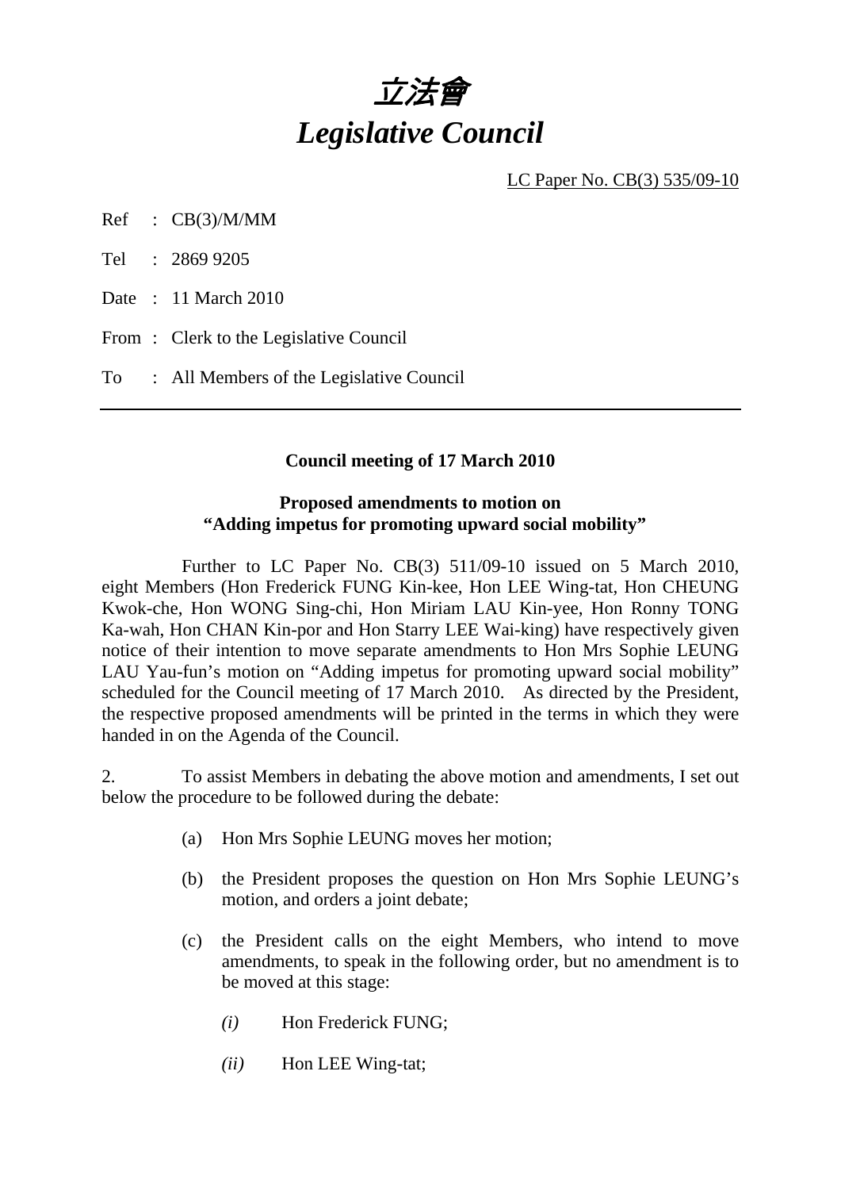# 立法會
# *Legislative Council*

LC Paper No. CB(3) 535/09-10

Ref : CB(3)/M/MM

Tel : 2869 9205

Date : 11 March 2010

From : Clerk to the Legislative Council

To : All Members of the Legislative Council

---

**Council meeting of 17 March 2010**

**Proposed amendments to motion on "Adding impetus for promoting upward social mobility"**

Further to LC Paper No. CB(3) 511/09-10 issued on 5 March 2010, eight Members (Hon Frederick FUNG Kin-kee, Hon LEE Wing-tat, Hon CHEUNG Kwok-che, Hon WONG Sing-chi, Hon Miriam LAU Kin-yee, Hon Ronny TONG Ka-wah, Hon CHAN Kin-por and Hon Starry LEE Wai-king) have respectively given notice of their intention to move separate amendments to Hon Mrs Sophie LEUNG LAU Yau-fun's motion on "Adding impetus for promoting upward social mobility" scheduled for the Council meeting of 17 March 2010. As directed by the President, the respective proposed amendments will be printed in the terms in which they were handed in on the Agenda of the Council.

2. To assist Members in debating the above motion and amendments, I set out below the procedure to be followed during the debate:

(a) Hon Mrs Sophie LEUNG moves her motion;

(b) the President proposes the question on Hon Mrs Sophie LEUNG's motion, and orders a joint debate;

(c) the President calls on the eight Members, who intend to move amendments, to speak in the following order, but no amendment is to be moved at this stage:

*(i)* Hon Frederick FUNG;

*(ii)* Hon LEE Wing-tat;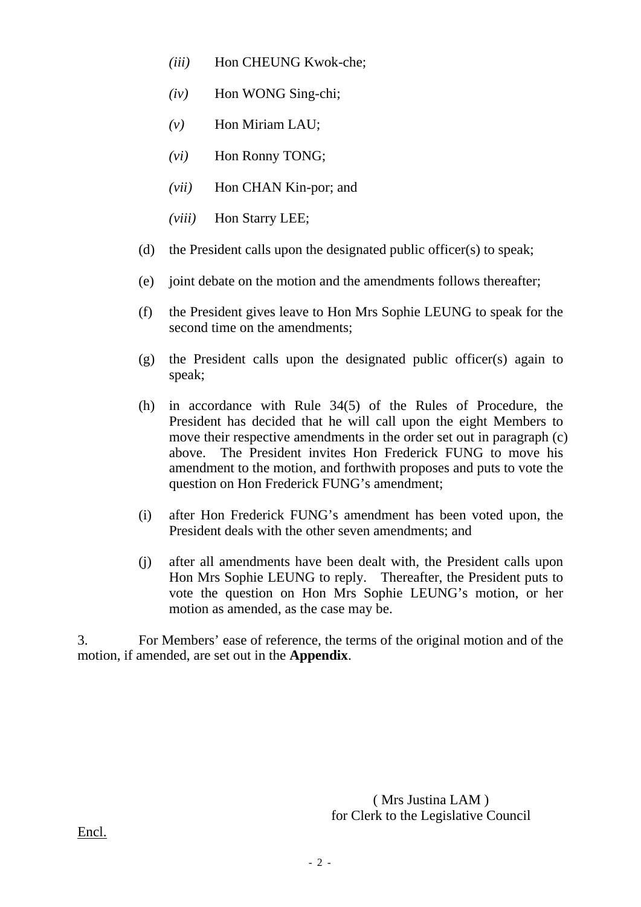- *(iii)* Hon CHEUNG Kwok-che;
  - *(iv)* Hon WONG Sing-chi;
  - *(v)* Hon Miriam LAU;
  - *(vi)* Hon Ronny TONG;
  - *(vii)* Hon CHAN Kin-por; and
  - *(viii)* Hon Starry LEE;

(d) the President calls upon the designated public officer(s) to speak;

(e) joint debate on the motion and the amendments follows thereafter;

(f) the President gives leave to Hon Mrs Sophie LEUNG to speak for the second time on the amendments;

(g) the President calls upon the designated public officer(s) again to speak;

(h) in accordance with Rule 34(5) of the Rules of Procedure, the President has decided that he will call upon the eight Members to move their respective amendments in the order set out in paragraph (c) above. The President invites Hon Frederick FUNG to move his amendment to the motion, and forthwith proposes and puts to vote the question on Hon Frederick FUNG's amendment;

(i) after Hon Frederick FUNG's amendment has been voted upon, the President deals with the other seven amendments; and

(j) after all amendments have been dealt with, the President calls upon Hon Mrs Sophie LEUNG to reply. Thereafter, the President puts to vote the question on Hon Mrs Sophie LEUNG's motion, or her motion as amended, as the case may be.

3. For Members' ease of reference, the terms of the original motion and of the motion, if amended, are set out in the **Appendix**.

( Mrs Justina LAM )
for Clerk to the Legislative Council

Encl.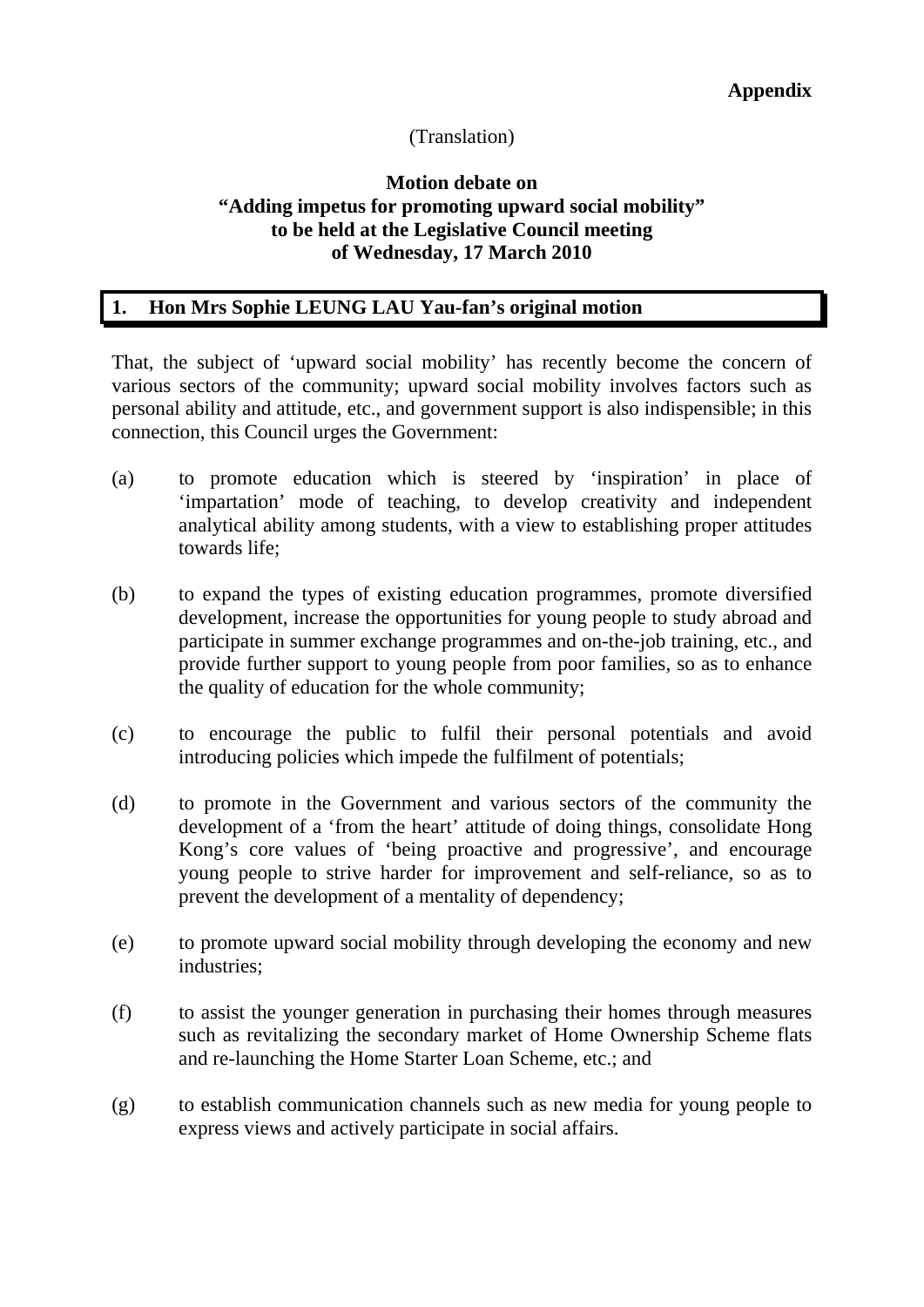**Appendix**

(Translation)

**Motion debate on "Adding impetus for promoting upward social mobility" to be held at the Legislative Council meeting of Wednesday, 17 March 2010**

## 1. Hon Mrs Sophie LEUNG LAU Yau-fan's original motion

That, the subject of 'upward social mobility' has recently become the concern of various sectors of the community; upward social mobility involves factors such as personal ability and attitude, etc., and government support is also indispensible; in this connection, this Council urges the Government:

(a) to promote education which is steered by 'inspiration' in place of 'impartation' mode of teaching, to develop creativity and independent analytical ability among students, with a view to establishing proper attitudes towards life;

(b) to expand the types of existing education programmes, promote diversified development, increase the opportunities for young people to study abroad and participate in summer exchange programmes and on-the-job training, etc., and provide further support to young people from poor families, so as to enhance the quality of education for the whole community;

(c) to encourage the public to fulfil their personal potentials and avoid introducing policies which impede the fulfilment of potentials;

(d) to promote in the Government and various sectors of the community the development of a 'from the heart' attitude of doing things, consolidate Hong Kong's core values of 'being proactive and progressive', and encourage young people to strive harder for improvement and self-reliance, so as to prevent the development of a mentality of dependency;

(e) to promote upward social mobility through developing the economy and new industries;

(f) to assist the younger generation in purchasing their homes through measures such as revitalizing the secondary market of Home Ownership Scheme flats and re-launching the Home Starter Loan Scheme, etc.; and

(g) to establish communication channels such as new media for young people to express views and actively participate in social affairs.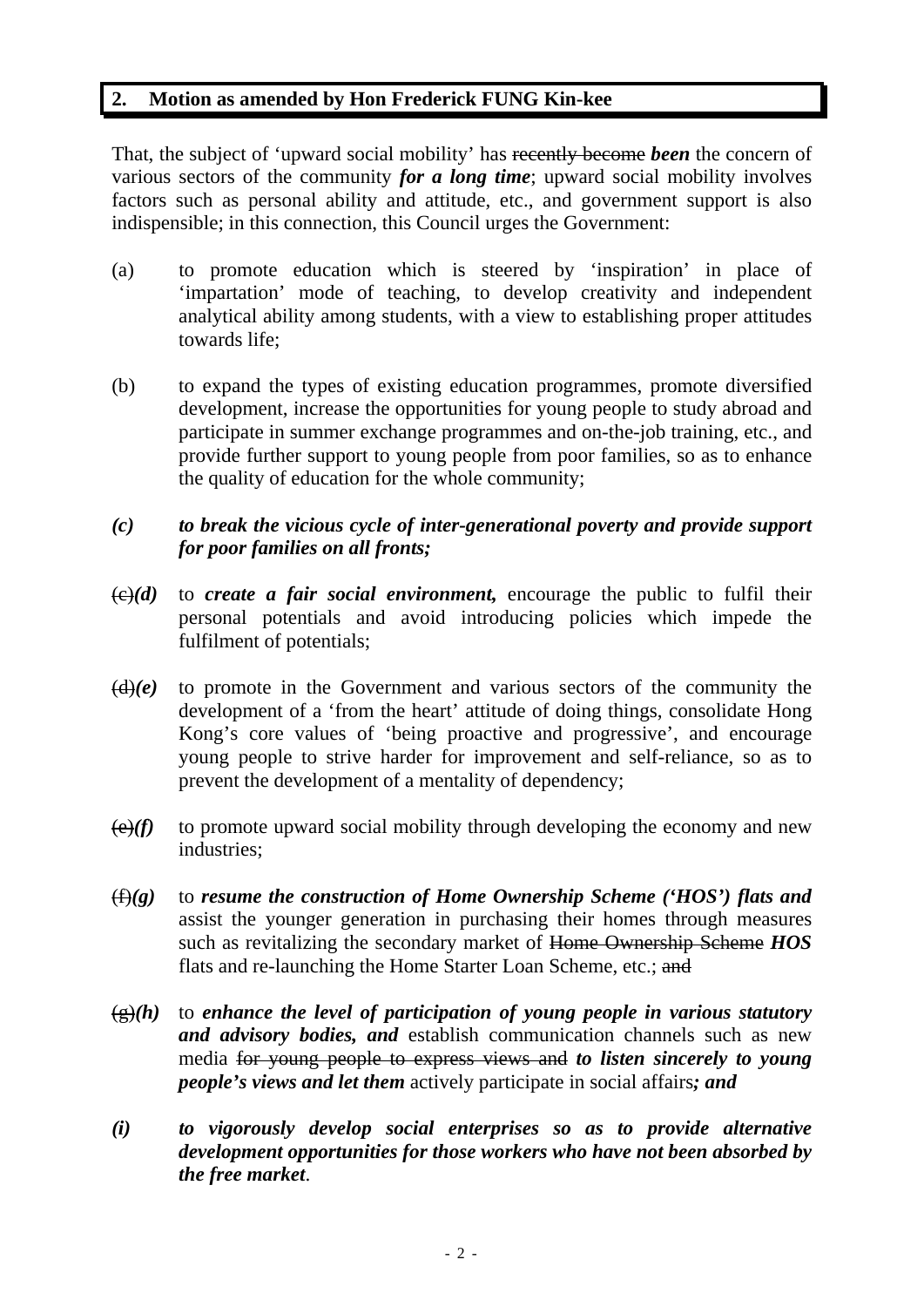## 2. Motion as amended by Hon Frederick FUNG Kin-kee

That, the subject of 'upward social mobility' has ~~recently become~~ ***been*** the concern of various sectors of the community ***for a long time***; upward social mobility involves factors such as personal ability and attitude, etc., and government support is also indispensible; in this connection, this Council urges the Government:

(a) to promote education which is steered by 'inspiration' in place of 'impartation' mode of teaching, to develop creativity and independent analytical ability among students, with a view to establishing proper attitudes towards life;

(b) to expand the types of existing education programmes, promote diversified development, increase the opportunities for young people to study abroad and participate in summer exchange programmes and on-the-job training, etc., and provide further support to young people from poor families, so as to enhance the quality of education for the whole community;

***(c) to break the vicious cycle of inter-generational poverty and provide support for poor families on all fronts;***

~~(c)~~***(d)*** to ***create a fair social environment,*** encourage the public to fulfil their personal potentials and avoid introducing policies which impede the fulfilment of potentials;

~~(d)~~***(e)*** to promote in the Government and various sectors of the community the development of a 'from the heart' attitude of doing things, consolidate Hong Kong's core values of 'being proactive and progressive', and encourage young people to strive harder for improvement and self-reliance, so as to prevent the development of a mentality of dependency;

~~(e)~~***(f)*** to promote upward social mobility through developing the economy and new industries;

~~(f)~~***(g)*** to ***resume the construction of Home Ownership Scheme ('HOS') flats and*** assist the younger generation in purchasing their homes through measures such as revitalizing the secondary market of ~~Home Ownership Scheme~~ ***HOS*** flats and re-launching the Home Starter Loan Scheme, etc.; ~~and~~

~~(g)~~***(h)*** to ***enhance the level of participation of young people in various statutory and advisory bodies, and*** establish communication channels such as new media ~~for young people to express views and~~ ***to listen sincerely to young people's views and let them*** actively participate in social affairs***; and***

***(i) to vigorously develop social enterprises so as to provide alternative development opportunities for those workers who have not been absorbed by the free market***.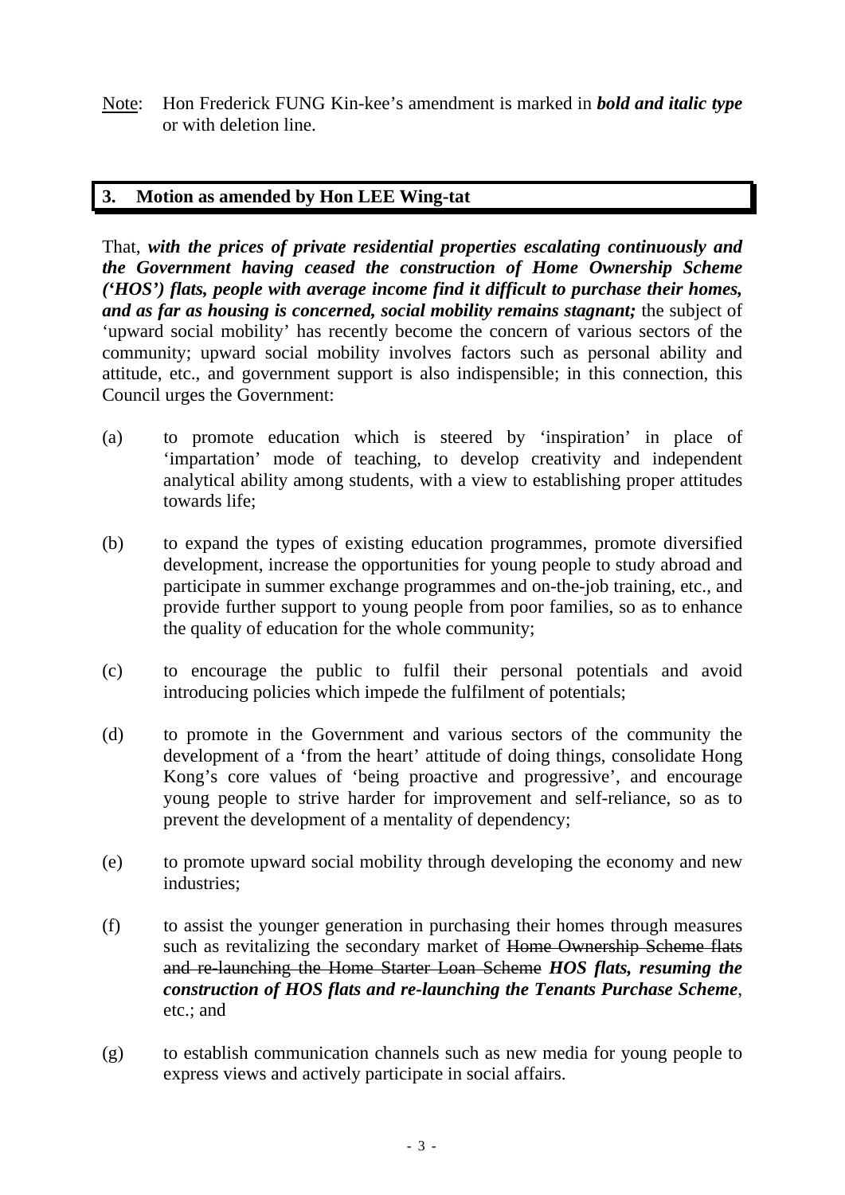Note: Hon Frederick FUNG Kin-kee's amendment is marked in ***bold and italic type*** or with deletion line.

## 3. Motion as amended by Hon LEE Wing-tat

That, ***with the prices of private residential properties escalating continuously and the Government having ceased the construction of Home Ownership Scheme ('HOS') flats, people with average income find it difficult to purchase their homes, and as far as housing is concerned, social mobility remains stagnant;*** the subject of 'upward social mobility' has recently become the concern of various sectors of the community; upward social mobility involves factors such as personal ability and attitude, etc., and government support is also indispensible; in this connection, this Council urges the Government:

(a) to promote education which is steered by 'inspiration' in place of 'impartation' mode of teaching, to develop creativity and independent analytical ability among students, with a view to establishing proper attitudes towards life;

(b) to expand the types of existing education programmes, promote diversified development, increase the opportunities for young people to study abroad and participate in summer exchange programmes and on-the-job training, etc., and provide further support to young people from poor families, so as to enhance the quality of education for the whole community;

(c) to encourage the public to fulfil their personal potentials and avoid introducing policies which impede the fulfilment of potentials;

(d) to promote in the Government and various sectors of the community the development of a 'from the heart' attitude of doing things, consolidate Hong Kong's core values of 'being proactive and progressive', and encourage young people to strive harder for improvement and self-reliance, so as to prevent the development of a mentality of dependency;

(e) to promote upward social mobility through developing the economy and new industries;

(f) to assist the younger generation in purchasing their homes through measures such as revitalizing the secondary market of ~~Home Ownership Scheme flats and re-launching the Home Starter Loan Scheme~~ ***HOS flats, resuming the construction of HOS flats and re-launching the Tenants Purchase Scheme***, etc.; and

(g) to establish communication channels such as new media for young people to express views and actively participate in social affairs.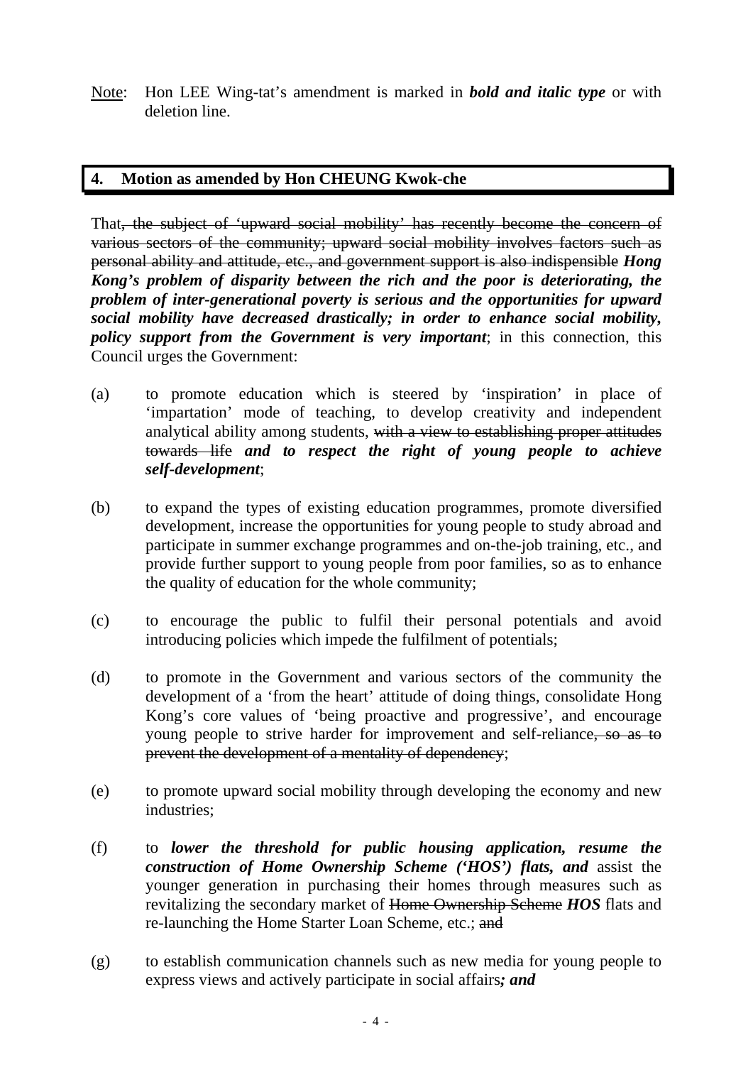Note: Hon LEE Wing-tat's amendment is marked in ***bold and italic type*** or with deletion line.

## 4. Motion as amended by Hon CHEUNG Kwok-che

That~~, the subject of 'upward social mobility' has recently become the concern of various sectors of the community; upward social mobility involves factors such as personal ability and attitude, etc., and government support is also indispensible~~ ***Hong Kong's problem of disparity between the rich and the poor is deteriorating, the problem of inter-generational poverty is serious and the opportunities for upward social mobility have decreased drastically; in order to enhance social mobility, policy support from the Government is very important***; in this connection, this Council urges the Government:

(a) to promote education which is steered by 'inspiration' in place of 'impartation' mode of teaching, to develop creativity and independent analytical ability among students, ~~with a view to establishing proper attitudes towards life~~ ***and to respect the right of young people to achieve self-development***;

(b) to expand the types of existing education programmes, promote diversified development, increase the opportunities for young people to study abroad and participate in summer exchange programmes and on-the-job training, etc., and provide further support to young people from poor families, so as to enhance the quality of education for the whole community;

(c) to encourage the public to fulfil their personal potentials and avoid introducing policies which impede the fulfilment of potentials;

(d) to promote in the Government and various sectors of the community the development of a 'from the heart' attitude of doing things, consolidate Hong Kong's core values of 'being proactive and progressive', and encourage young people to strive harder for improvement and self-reliance~~, so as to prevent the development of a mentality of dependency~~;

(e) to promote upward social mobility through developing the economy and new industries;

(f) to ***lower the threshold for public housing application, resume the construction of Home Ownership Scheme ('HOS') flats, and*** assist the younger generation in purchasing their homes through measures such as revitalizing the secondary market of ~~Home Ownership Scheme~~ ***HOS*** flats and re-launching the Home Starter Loan Scheme, etc.; ~~and~~

(g) to establish communication channels such as new media for young people to express views and actively participate in social affairs***; and***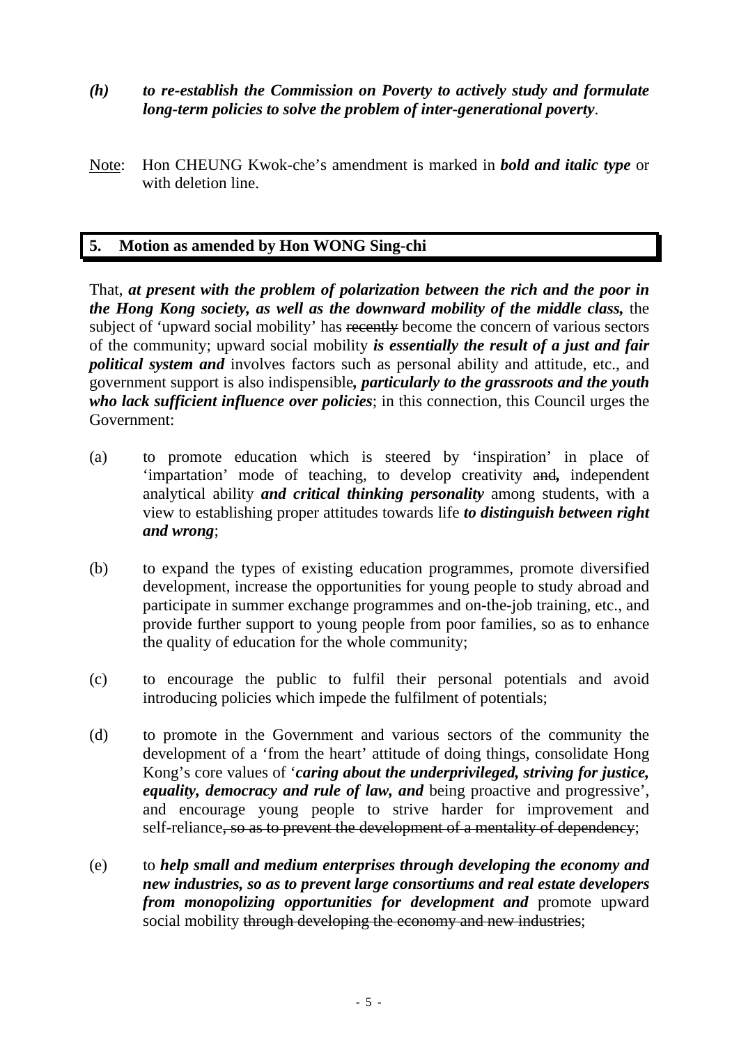*(h)* ***to re-establish the Commission on Poverty to actively study and formulate long-term policies to solve the problem of inter-generational poverty***.

Note: Hon CHEUNG Kwok-che's amendment is marked in ***bold and italic type*** or with deletion line.

## 5. Motion as amended by Hon WONG Sing-chi

That, ***at present with the problem of polarization between the rich and the poor in the Hong Kong society, as well as the downward mobility of the middle class,*** the subject of 'upward social mobility' has ~~recently~~ become the concern of various sectors of the community; upward social mobility ***is essentially the result of a just and fair political system and*** involves factors such as personal ability and attitude, etc., and government support is also indispensible***, particularly to the grassroots and the youth who lack sufficient influence over policies***; in this connection, this Council urges the Government:

(a) to promote education which is steered by 'inspiration' in place of 'impartation' mode of teaching, to develop creativity ~~and~~***,*** independent analytical ability ***and critical thinking personality*** among students, with a view to establishing proper attitudes towards life ***to distinguish between right and wrong***;

(b) to expand the types of existing education programmes, promote diversified development, increase the opportunities for young people to study abroad and participate in summer exchange programmes and on-the-job training, etc., and provide further support to young people from poor families, so as to enhance the quality of education for the whole community;

(c) to encourage the public to fulfil their personal potentials and avoid introducing policies which impede the fulfilment of potentials;

(d) to promote in the Government and various sectors of the community the development of a 'from the heart' attitude of doing things, consolidate Hong Kong's core values of '***caring about the underprivileged, striving for justice, equality, democracy and rule of law, and*** being proactive and progressive', and encourage young people to strive harder for improvement and self-reliance~~, so as to prevent the development of a mentality of dependency~~;

(e) to ***help small and medium enterprises through developing the economy and new industries, so as to prevent large consortiums and real estate developers from monopolizing opportunities for development and*** promote upward social mobility ~~through developing the economy and new industries~~;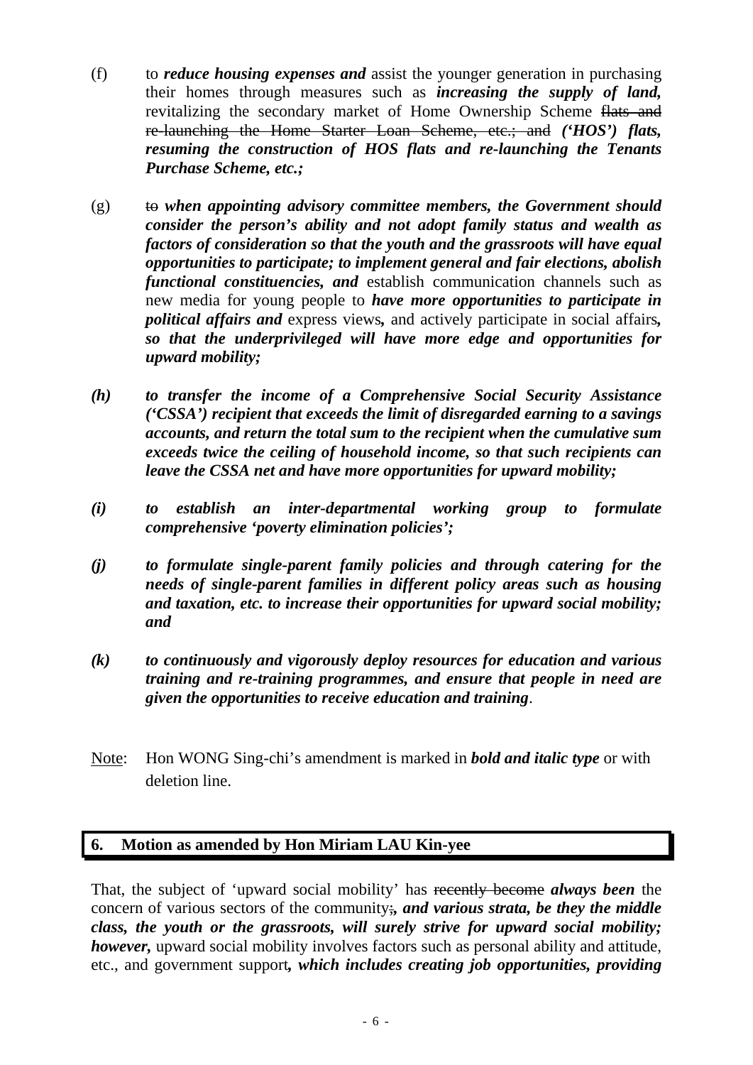(f) to ***reduce housing expenses and*** assist the younger generation in purchasing their homes through measures such as ***increasing the supply of land,*** revitalizing the secondary market of Home Ownership Scheme ~~flats and re-launching the Home Starter Loan Scheme, etc.; and~~ ***('HOS') flats, resuming the construction of HOS flats and re-launching the Tenants Purchase Scheme, etc.;***

(g) ~~to~~ ***when appointing advisory committee members, the Government should consider the person's ability and not adopt family status and wealth as factors of consideration so that the youth and the grassroots will have equal opportunities to participate; to implement general and fair elections, abolish functional constituencies, and*** establish communication channels such as new media for young people to ***have more opportunities to participate in political affairs and*** express views***,*** and actively participate in social affairs***, so that the underprivileged will have more edge and opportunities for upward mobility;***

***(h) to transfer the income of a Comprehensive Social Security Assistance ('CSSA') recipient that exceeds the limit of disregarded earning to a savings accounts, and return the total sum to the recipient when the cumulative sum exceeds twice the ceiling of household income, so that such recipients can leave the CSSA net and have more opportunities for upward mobility;***

***(i) to establish an inter-departmental working group to formulate comprehensive 'poverty elimination policies';***

***(j) to formulate single-parent family policies and through catering for the needs of single-parent families in different policy areas such as housing and taxation, etc. to increase their opportunities for upward social mobility; and***

***(k) to continuously and vigorously deploy resources for education and various training and re-training programmes, and ensure that people in need are given the opportunities to receive education and training***.

Note: Hon WONG Sing-chi's amendment is marked in ***bold and italic type*** or with deletion line.

## 6. Motion as amended by Hon Miriam LAU Kin-yee

That, the subject of 'upward social mobility' has ~~recently become~~ ***always been*** the concern of various sectors of the community~~;~~***, and various strata, be they the middle class, the youth or the grassroots, will surely strive for upward social mobility; however,*** upward social mobility involves factors such as personal ability and attitude, etc., and government support***, which includes creating job opportunities, providing***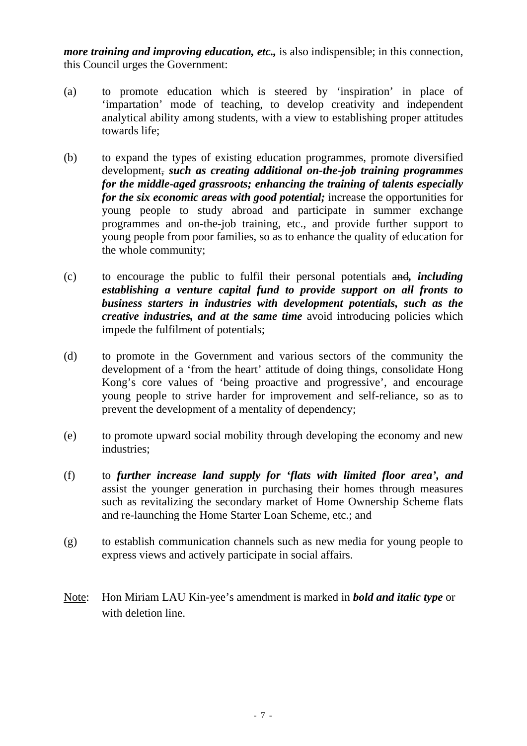***more training and improving education, etc.,*** is also indispensible; in this connection, this Council urges the Government:

(a) to promote education which is steered by 'inspiration' in place of 'impartation' mode of teaching, to develop creativity and independent analytical ability among students, with a view to establishing proper attitudes towards life;

(b) to expand the types of existing education programmes, promote diversified development~~,~~ ***such as creating additional on-the-job training programmes for the middle-aged grassroots; enhancing the training of talents especially for the six economic areas with good potential;*** increase the opportunities for young people to study abroad and participate in summer exchange programmes and on-the-job training, etc., and provide further support to young people from poor families, so as to enhance the quality of education for the whole community;

(c) to encourage the public to fulfil their personal potentials ~~and~~***, including establishing a venture capital fund to provide support on all fronts to business starters in industries with development potentials, such as the creative industries, and at the same time*** avoid introducing policies which impede the fulfilment of potentials;

(d) to promote in the Government and various sectors of the community the development of a 'from the heart' attitude of doing things, consolidate Hong Kong's core values of 'being proactive and progressive', and encourage young people to strive harder for improvement and self-reliance, so as to prevent the development of a mentality of dependency;

(e) to promote upward social mobility through developing the economy and new industries;

(f) to ***further increase land supply for 'flats with limited floor area', and*** assist the younger generation in purchasing their homes through measures such as revitalizing the secondary market of Home Ownership Scheme flats and re-launching the Home Starter Loan Scheme, etc.; and

(g) to establish communication channels such as new media for young people to express views and actively participate in social affairs.

<u>Note</u>: Hon Miriam LAU Kin-yee's amendment is marked in ***bold and italic type*** or with deletion line.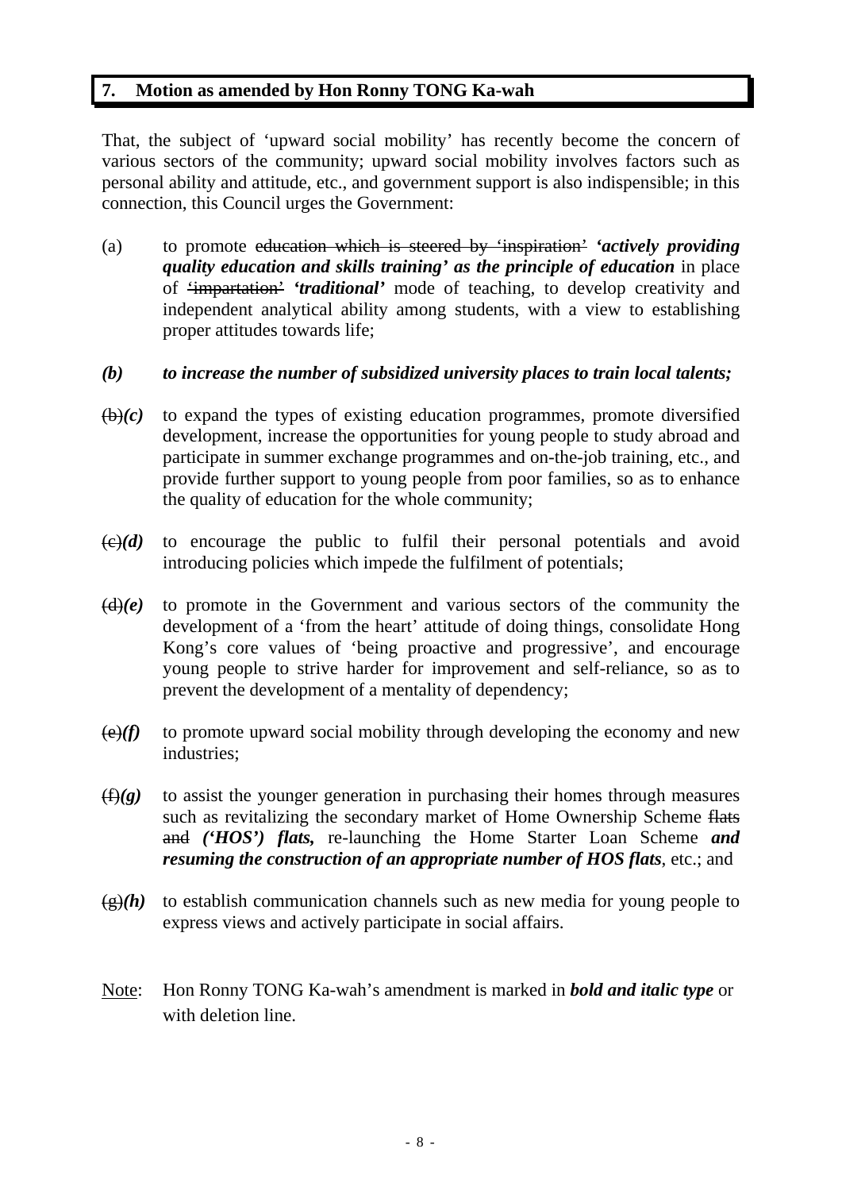## 7. Motion as amended by Hon Ronny TONG Ka-wah

That, the subject of 'upward social mobility' has recently become the concern of various sectors of the community; upward social mobility involves factors such as personal ability and attitude, etc., and government support is also indispensible; in this connection, this Council urges the Government:

(a) to promote ~~education which is steered by 'inspiration'~~ ***'actively providing quality education and skills training' as the principle of education*** in place of ~~'impartation'~~ ***'traditional'*** mode of teaching, to develop creativity and independent analytical ability among students, with a view to establishing proper attitudes towards life;

***(b) to increase the number of subsidized university places to train local talents;***

~~(b)~~***(c)*** to expand the types of existing education programmes, promote diversified development, increase the opportunities for young people to study abroad and participate in summer exchange programmes and on-the-job training, etc., and provide further support to young people from poor families, so as to enhance the quality of education for the whole community;

~~(c)~~***(d)*** to encourage the public to fulfil their personal potentials and avoid introducing policies which impede the fulfilment of potentials;

~~(d)~~***(e)*** to promote in the Government and various sectors of the community the development of a 'from the heart' attitude of doing things, consolidate Hong Kong's core values of 'being proactive and progressive', and encourage young people to strive harder for improvement and self-reliance, so as to prevent the development of a mentality of dependency;

~~(e)~~***(f)*** to promote upward social mobility through developing the economy and new industries;

~~(f)~~***(g)*** to assist the younger generation in purchasing their homes through measures such as revitalizing the secondary market of Home Ownership Scheme ~~flats and~~ ***('HOS') flats,*** re-launching the Home Starter Loan Scheme ***and resuming the construction of an appropriate number of HOS flats***, etc.; and

~~(g)~~***(h)*** to establish communication channels such as new media for young people to express views and actively participate in social affairs.

<u>Note</u>: Hon Ronny TONG Ka-wah's amendment is marked in ***bold and italic type*** or with deletion line.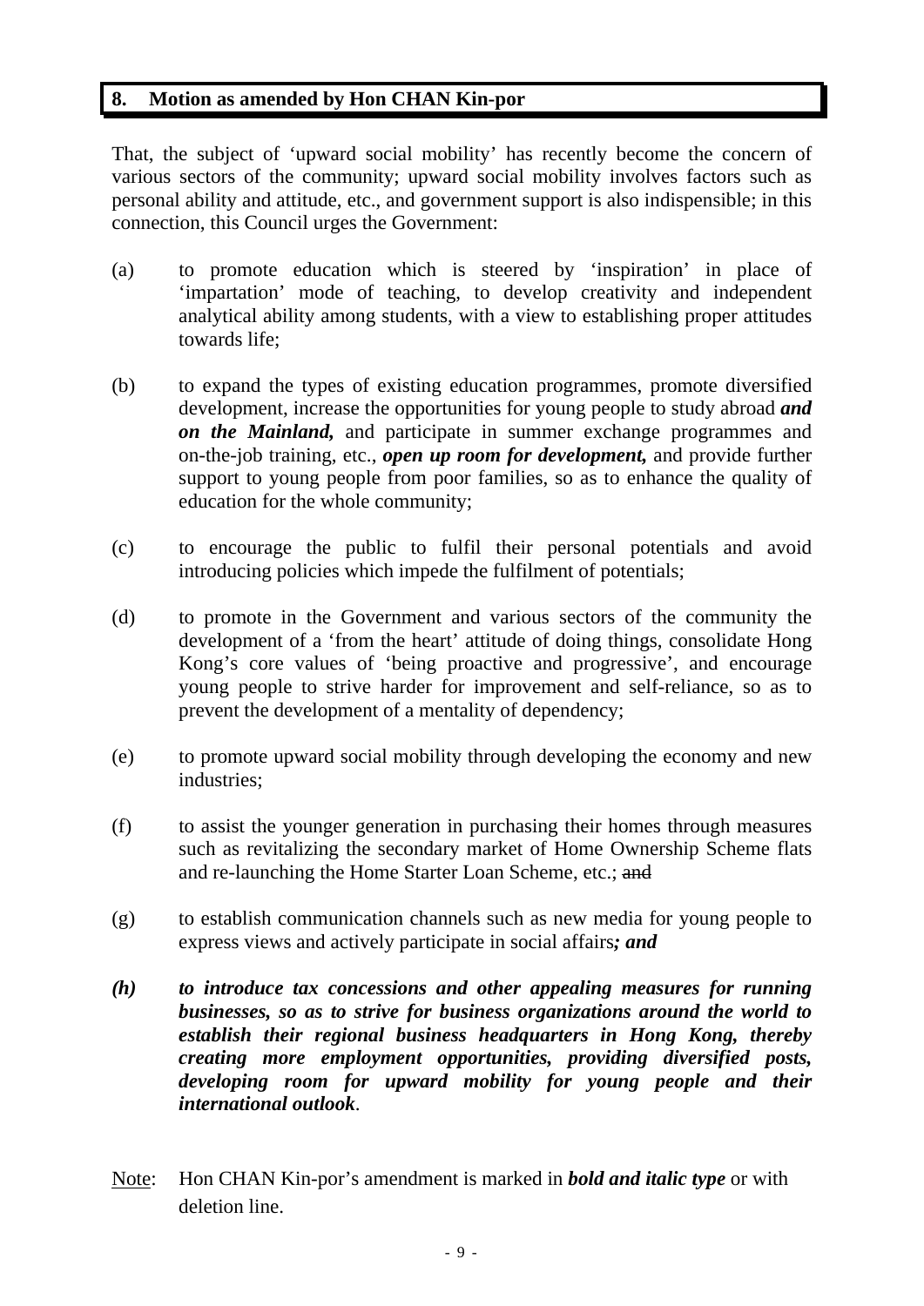## 8. Motion as amended by Hon CHAN Kin-por

That, the subject of 'upward social mobility' has recently become the concern of various sectors of the community; upward social mobility involves factors such as personal ability and attitude, etc., and government support is also indispensible; in this connection, this Council urges the Government:

(a) to promote education which is steered by 'inspiration' in place of 'impartation' mode of teaching, to develop creativity and independent analytical ability among students, with a view to establishing proper attitudes towards life;

(b) to expand the types of existing education programmes, promote diversified development, increase the opportunities for young people to study abroad ***and on the Mainland,*** and participate in summer exchange programmes and on-the-job training, etc., ***open up room for development,*** and provide further support to young people from poor families, so as to enhance the quality of education for the whole community;

(c) to encourage the public to fulfil their personal potentials and avoid introducing policies which impede the fulfilment of potentials;

(d) to promote in the Government and various sectors of the community the development of a 'from the heart' attitude of doing things, consolidate Hong Kong's core values of 'being proactive and progressive', and encourage young people to strive harder for improvement and self-reliance, so as to prevent the development of a mentality of dependency;

(e) to promote upward social mobility through developing the economy and new industries;

(f) to assist the younger generation in purchasing their homes through measures such as revitalizing the secondary market of Home Ownership Scheme flats and re-launching the Home Starter Loan Scheme, etc.; ~~and~~

(g) to establish communication channels such as new media for young people to express views and actively participate in social affairs***; and***

***(h) to introduce tax concessions and other appealing measures for running businesses, so as to strive for business organizations around the world to establish their regional business headquarters in Hong Kong, thereby creating more employment opportunities, providing diversified posts, developing room for upward mobility for young people and their international outlook***.

Note: Hon CHAN Kin-por's amendment is marked in ***bold and italic type*** or with deletion line.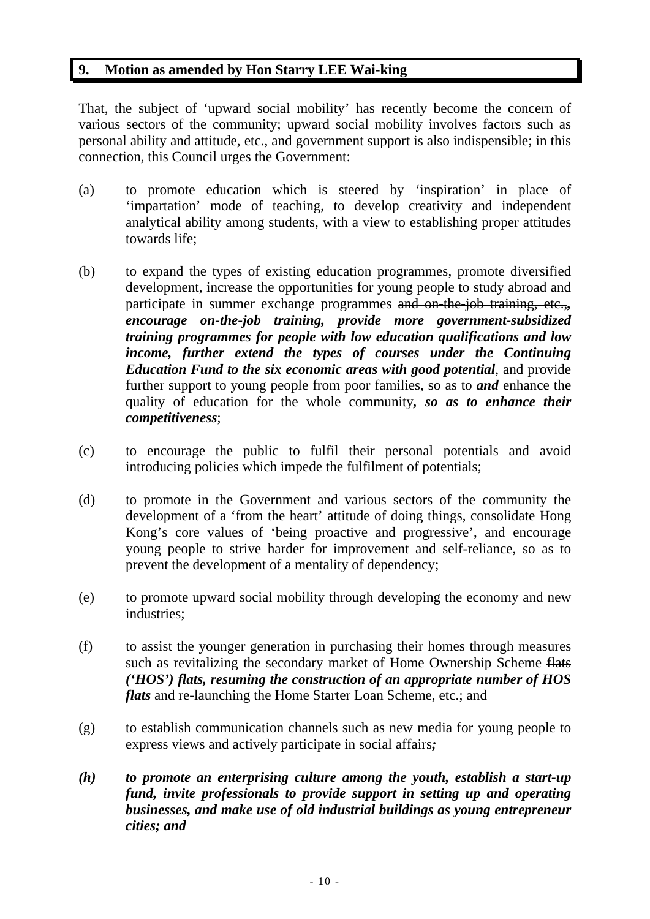## 9. Motion as amended by Hon Starry LEE Wai-king

That, the subject of 'upward social mobility' has recently become the concern of various sectors of the community; upward social mobility involves factors such as personal ability and attitude, etc., and government support is also indispensible; in this connection, this Council urges the Government:

(a) to promote education which is steered by 'inspiration' in place of 'impartation' mode of teaching, to develop creativity and independent analytical ability among students, with a view to establishing proper attitudes towards life;

(b) to expand the types of existing education programmes, promote diversified development, increase the opportunities for young people to study abroad and participate in summer exchange programmes ~~and on-the-job training, etc.,~~***, encourage on-the-job training, provide more government-subsidized training programmes for people with low education qualifications and low income, further extend the types of courses under the Continuing Education Fund to the six economic areas with good potential***, and provide further support to young people from poor families~~, so as to~~ ***and*** enhance the quality of education for the whole community***, so as to enhance their competitiveness***;

(c) to encourage the public to fulfil their personal potentials and avoid introducing policies which impede the fulfilment of potentials;

(d) to promote in the Government and various sectors of the community the development of a 'from the heart' attitude of doing things, consolidate Hong Kong's core values of 'being proactive and progressive', and encourage young people to strive harder for improvement and self-reliance, so as to prevent the development of a mentality of dependency;

(e) to promote upward social mobility through developing the economy and new industries;

(f) to assist the younger generation in purchasing their homes through measures such as revitalizing the secondary market of Home Ownership Scheme ~~flats~~ ***('HOS') flats, resuming the construction of an appropriate number of HOS flats*** and re-launching the Home Starter Loan Scheme, etc.; ~~and~~

(g) to establish communication channels such as new media for young people to express views and actively participate in social affairs***;***

***(h) to promote an enterprising culture among the youth, establish a start-up fund, invite professionals to provide support in setting up and operating businesses, and make use of old industrial buildings as young entrepreneur cities; and***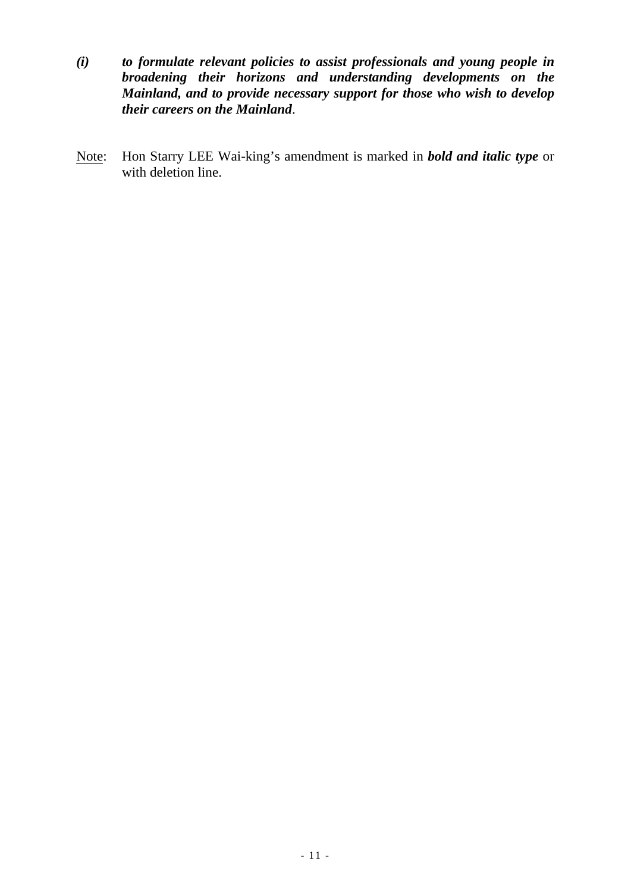***(i)*** ***to formulate relevant policies to assist professionals and young people in broadening their horizons and understanding developments on the Mainland, and to provide necessary support for those who wish to develop their careers on the Mainland***.

Note: Hon Starry LEE Wai-king's amendment is marked in ***bold and italic type*** or with deletion line.